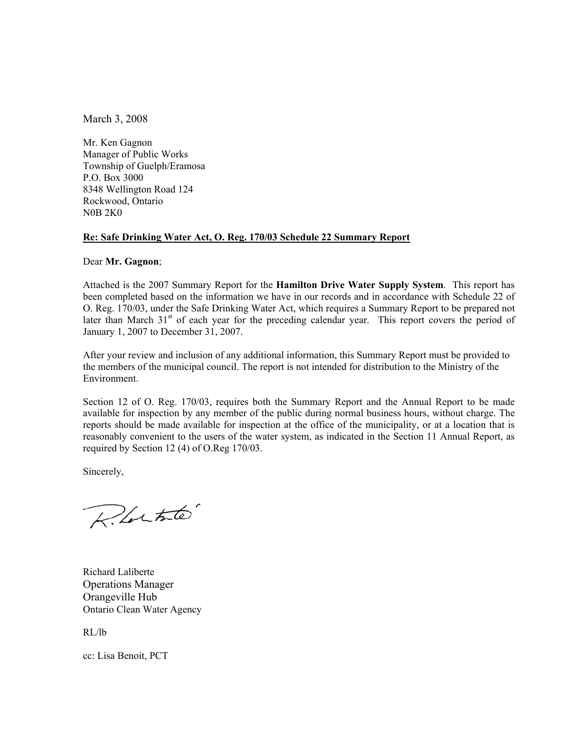March 3, 2008

Mr. Ken Gagnon  
Manager of Public Works  
Township of Guelph/Eramosa  
P.O. Box 3000  
8348 Wellington Road 124  
Rockwood, Ontario  
N0B 2K0

**Re: Safe Drinking Water Act, O. Reg. 170/03 Schedule 22 Summary Report**

Dear **Mr. Gagnon**;

Attached is the 2007 Summary Report for the **Hamilton Drive Water Supply System**. This report has been completed based on the information we have in our records and in accordance with Schedule 22 of O. Reg. 170/03, under the Safe Drinking Water Act, which requires a Summary Report to be prepared not later than March 31st of each year for the preceding calendar year. This report covers the period of January 1, 2007 to December 31, 2007.

After your review and inclusion of any additional information, this Summary Report must be provided to the members of the municipal council. The report is not intended for distribution to the Ministry of the Environment.

Section 12 of O. Reg. 170/03, requires both the Summary Report and the Annual Report to be made available for inspection by any member of the public during normal business hours, without charge. The reports should be made available for inspection at the office of the municipality, or at a location that is reasonably convenient to the users of the water system, as indicated in the Section 11 Annual Report, as required by Section 12 (4) of O.Reg 170/03.

Sincerely,

Richard Laliberte  
Operations Manager  
Orangeville Hub  
Ontario Clean Water Agency

RL/lb

cc: Lisa Benoit, PCT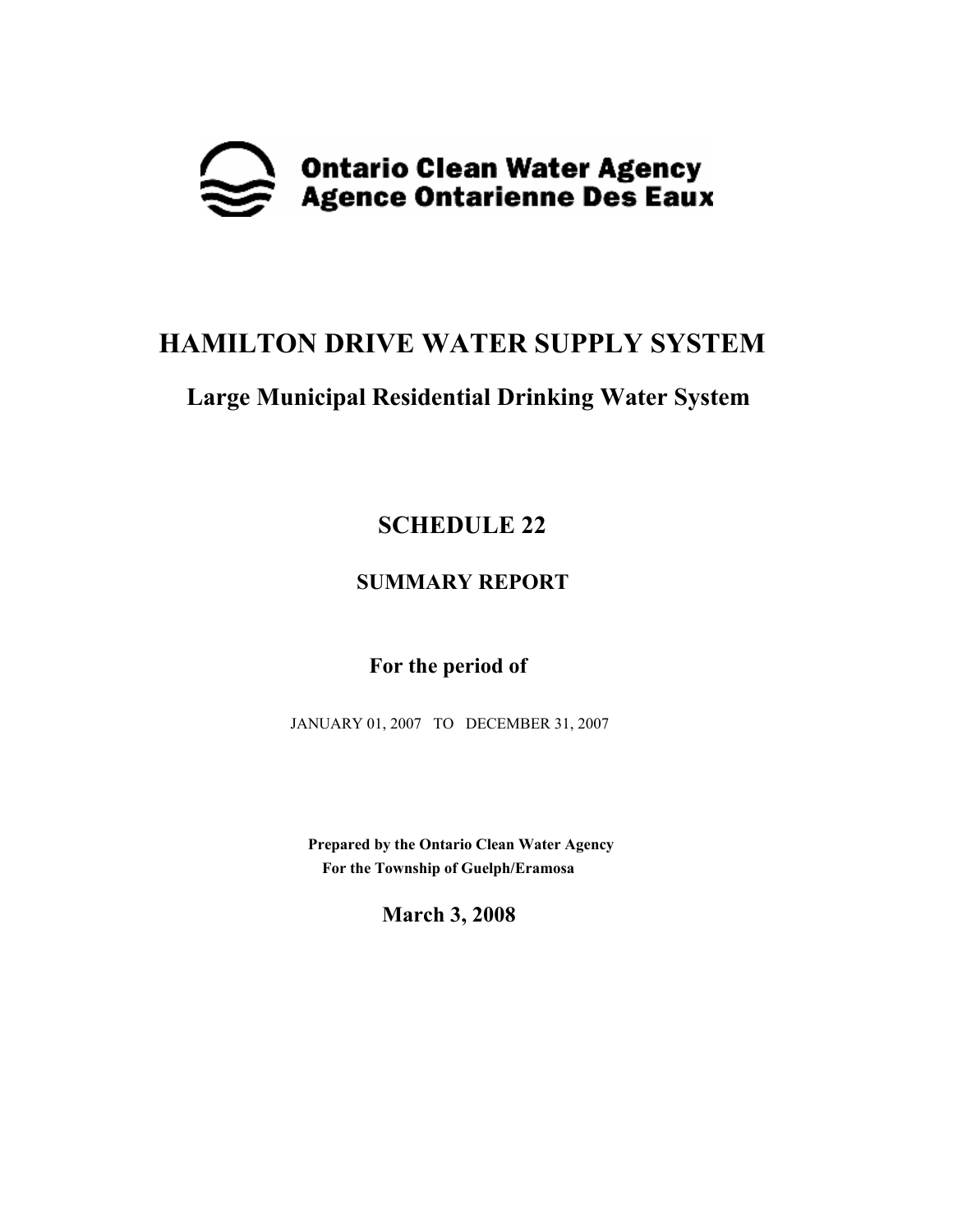Ontario Clean Water Agency
Agence Ontarienne Des Eaux

# HAMILTON DRIVE WATER SUPPLY SYSTEM

## Large Municipal Residential Drinking Water System

## SCHEDULE 22

### SUMMARY REPORT

**For the period of**

JANUARY 01, 2007 TO DECEMBER 31, 2007

**Prepared by the Ontario Clean Water Agency**
**For the Township of Guelph/Eramosa**

**March 3, 2008**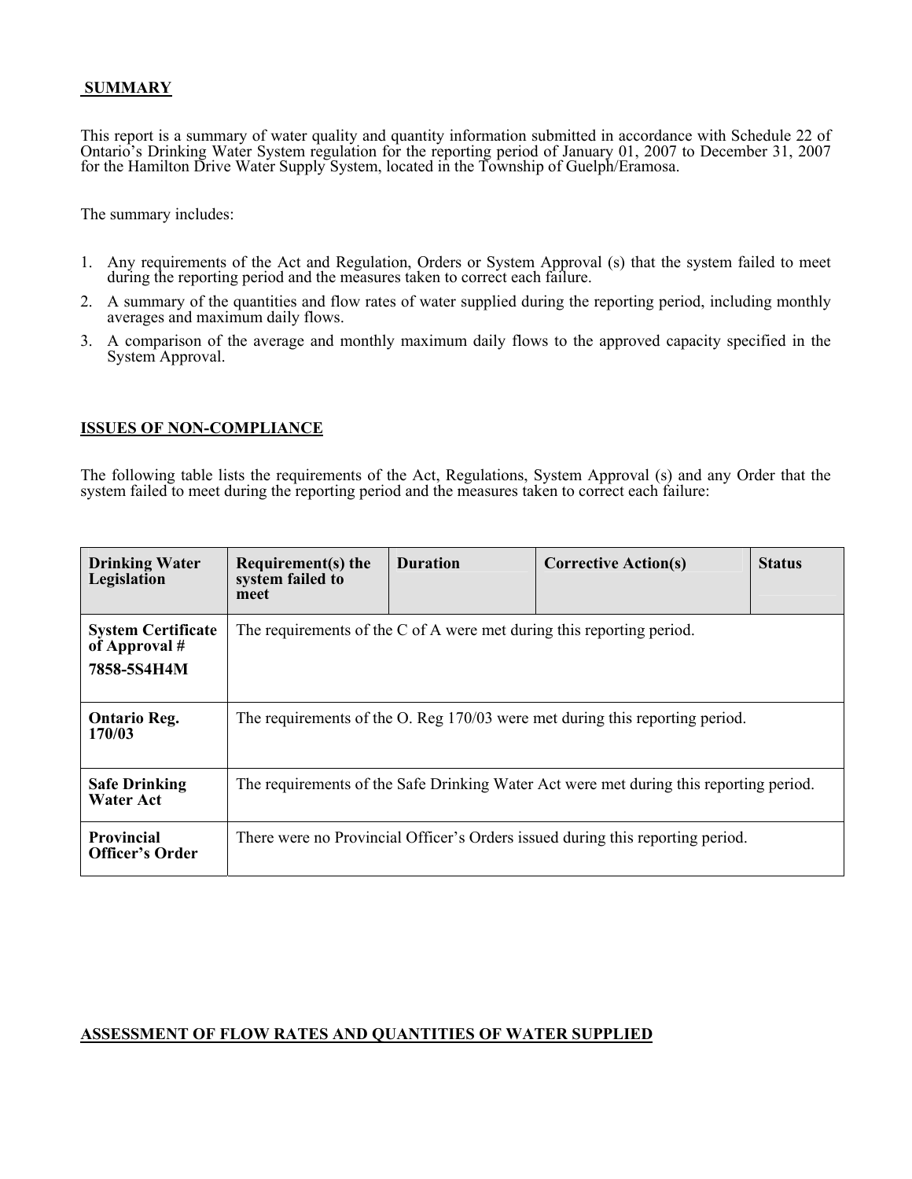## SUMMARY

This report is a summary of water quality and quantity information submitted in accordance with Schedule 22 of Ontario's Drinking Water System regulation for the reporting period of January 01, 2007 to December 31, 2007 for the Hamilton Drive Water Supply System, located in the Township of Guelph/Eramosa.

The summary includes:

1. Any requirements of the Act and Regulation, Orders or System Approval (s) that the system failed to meet during the reporting period and the measures taken to correct each failure.
2. A summary of the quantities and flow rates of water supplied during the reporting period, including monthly averages and maximum daily flows.
3. A comparison of the average and monthly maximum daily flows to the approved capacity specified in the System Approval.

## ISSUES OF NON-COMPLIANCE

The following table lists the requirements of the Act, Regulations, System Approval (s) and any Order that the system failed to meet during the reporting period and the measures taken to correct each failure:

| Drinking Water Legislation | Requirement(s) the system failed to meet | Duration | Corrective Action(s) | Status |
|---|---|---|---|---|
| **System Certificate of Approval # 7858-5S4H4M** | The requirements of the C of A were met during this reporting period. | | | |
| **Ontario Reg. 170/03** | The requirements of the O. Reg 170/03 were met during this reporting period. | | | |
| **Safe Drinking Water Act** | The requirements of the Safe Drinking Water Act were met during this reporting period. | | | |
| **Provincial Officer's Order** | There were no Provincial Officer's Orders issued during this reporting period. | | | |

## ASSESSMENT OF FLOW RATES AND QUANTITIES OF WATER SUPPLIED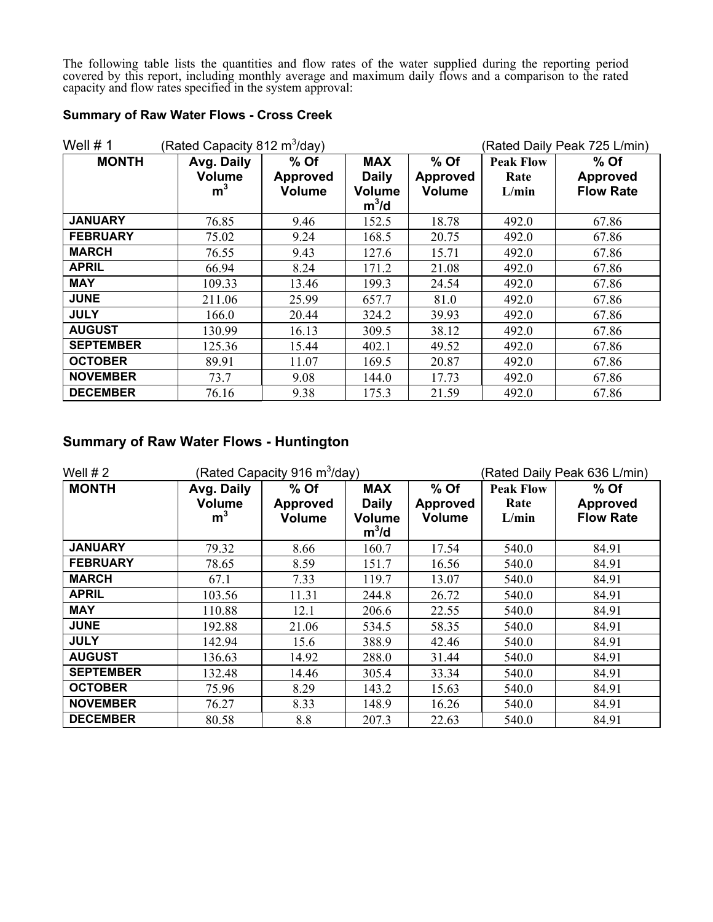The following table lists the quantities and flow rates of the water supplied during the reporting period covered by this report, including monthly average and maximum daily flows and a comparison to the rated capacity and flow rates specified in the system approval:

**Summary of Raw Water Flows - Cross Creek**

Well # 1 (Rated Capacity 812 $m^3$/day) (Rated Daily Peak 725 L/min)

| MONTH | Avg. Daily Volume $m^3$ | % Of Approved Volume | MAX Daily Volume $m^3$/d | % Of Approved Volume | Peak Flow Rate L/min | % Of Approved Flow Rate |
|---|---|---|---|---|---|---|
| JANUARY | 76.85 | 9.46 | 152.5 | 18.78 | 492.0 | 67.86 |
| FEBRUARY | 75.02 | 9.24 | 168.5 | 20.75 | 492.0 | 67.86 |
| MARCH | 76.55 | 9.43 | 127.6 | 15.71 | 492.0 | 67.86 |
| APRIL | 66.94 | 8.24 | 171.2 | 21.08 | 492.0 | 67.86 |
| MAY | 109.33 | 13.46 | 199.3 | 24.54 | 492.0 | 67.86 |
| JUNE | 211.06 | 25.99 | 657.7 | 81.0 | 492.0 | 67.86 |
| JULY | 166.0 | 20.44 | 324.2 | 39.93 | 492.0 | 67.86 |
| AUGUST | 130.99 | 16.13 | 309.5 | 38.12 | 492.0 | 67.86 |
| SEPTEMBER | 125.36 | 15.44 | 402.1 | 49.52 | 492.0 | 67.86 |
| OCTOBER | 89.91 | 11.07 | 169.5 | 20.87 | 492.0 | 67.86 |
| NOVEMBER | 73.7 | 9.08 | 144.0 | 17.73 | 492.0 | 67.86 |
| DECEMBER | 76.16 | 9.38 | 175.3 | 21.59 | 492.0 | 67.86 |

## Summary of Raw Water Flows - Huntington

Well # 2 (Rated Capacity 916 $m^3$/day) (Rated Daily Peak 636 L/min)

| MONTH | Avg. Daily Volume $m^3$ | % Of Approved Volume | MAX Daily Volume $m^3$/d | % Of Approved Volume | Peak Flow Rate L/min | % Of Approved Flow Rate |
|---|---|---|---|---|---|---|
| JANUARY | 79.32 | 8.66 | 160.7 | 17.54 | 540.0 | 84.91 |
| FEBRUARY | 78.65 | 8.59 | 151.7 | 16.56 | 540.0 | 84.91 |
| MARCH | 67.1 | 7.33 | 119.7 | 13.07 | 540.0 | 84.91 |
| APRIL | 103.56 | 11.31 | 244.8 | 26.72 | 540.0 | 84.91 |
| MAY | 110.88 | 12.1 | 206.6 | 22.55 | 540.0 | 84.91 |
| JUNE | 192.88 | 21.06 | 534.5 | 58.35 | 540.0 | 84.91 |
| JULY | 142.94 | 15.6 | 388.9 | 42.46 | 540.0 | 84.91 |
| AUGUST | 136.63 | 14.92 | 288.0 | 31.44 | 540.0 | 84.91 |
| SEPTEMBER | 132.48 | 14.46 | 305.4 | 33.34 | 540.0 | 84.91 |
| OCTOBER | 75.96 | 8.29 | 143.2 | 15.63 | 540.0 | 84.91 |
| NOVEMBER | 76.27 | 8.33 | 148.9 | 16.26 | 540.0 | 84.91 |
| DECEMBER | 80.58 | 8.8 | 207.3 | 22.63 | 540.0 | 84.91 |